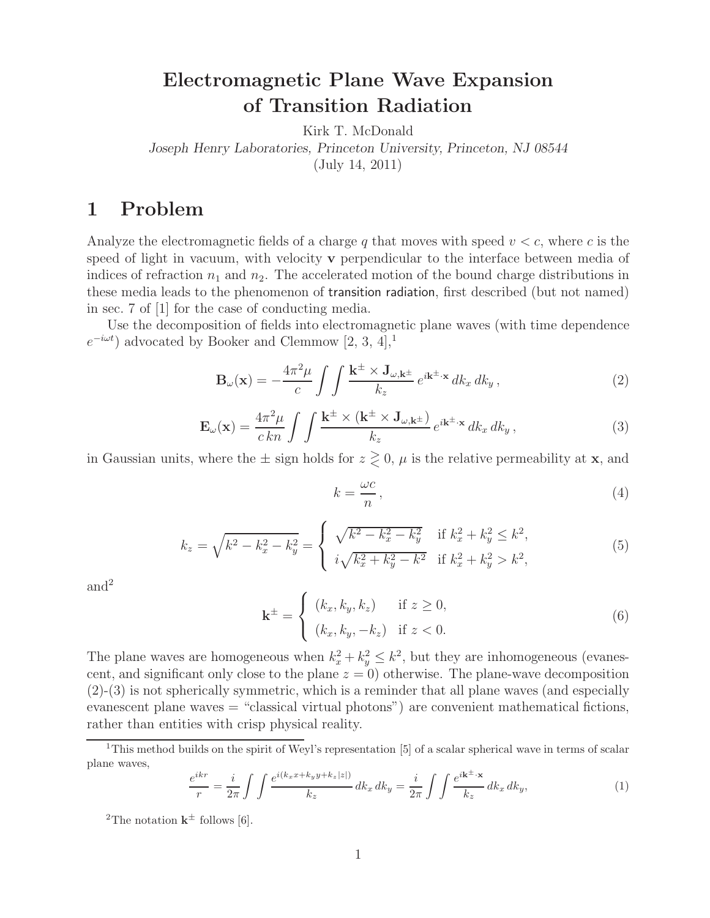# Electromagnetic Plane Wave Expansion of Transition Radiation

Kirk T. McDonald

*Joseph Henry Laboratories, Princeton University, Princeton, NJ 08544*

(July 14, 2011)

## 1 Problem

Analyze the electromagnetic fields of a charge $q$ that moves with speed $v < c$, where $c$ is the speed of light in vacuum, with velocity $\mathbf{v}$ perpendicular to the interface between media of indices of refraction $n_1$ and $n_2$. The accelerated motion of the bound charge distributions in these media leads to the phenomenon of transition radiation, first described (but not named) in sec. 7 of [1] for the case of conducting media.

Use the decomposition of fields into electromagnetic plane waves (with time dependence $e^{-i\omega t}$) advocated by Booker and Clemmow [2, 3, 4],[1]

$$\mathbf{B}_\omega(\mathbf{x}) = -\frac{4\pi^2\mu}{c} \int\int \frac{\mathbf{k}^\pm \times \mathbf{J}_{\omega,\mathbf{k}^\pm}}{k_z} e^{i\mathbf{k}^\pm\cdot\mathbf{x}}\, dk_x\, dk_y\,, \tag{2}$$

$$\mathbf{E}_\omega(\mathbf{x}) = \frac{4\pi^2\mu}{c\,kn} \int\int \frac{\mathbf{k}^\pm \times (\mathbf{k}^\pm \times \mathbf{J}_{\omega,\mathbf{k}^\pm})}{k_z} e^{i\mathbf{k}^\pm\cdot\mathbf{x}}\, dk_x\, dk_y\,, \tag{3}$$

in Gaussian units, where the $\pm$ sign holds for $z \gtrless 0$, $\mu$ is the relative permeability at $\mathbf{x}$, and

$$k = \frac{\omega c}{n}\,, \tag{4}$$

$$k_z = \sqrt{k^2 - k_x^2 - k_y^2} = \begin{cases} \sqrt{k^2 - k_x^2 - k_y^2} & \text{if } k_x^2 + k_y^2 \le k^2, \\ i\sqrt{k_x^2 + k_y^2 - k^2} & \text{if } k_x^2 + k_y^2 > k^2, \end{cases} \tag{5}$$

and[2]

$$\mathbf{k}^\pm = \begin{cases} (k_x, k_y, k_z) & \text{if } z \ge 0, \\ (k_x, k_y, -k_z) & \text{if } z < 0. \end{cases} \tag{6}$$

The plane waves are homogeneous when $k_x^2 + k_y^2 \le k^2$, but they are inhomogeneous (evanescent, and significant only close to the plane $z = 0$) otherwise. The plane-wave decomposition (2)-(3) is not spherically symmetric, which is a reminder that all plane waves (and especially evanescent plane waves = "classical virtual photons") are convenient mathematical fictions, rather than entities with crisp physical reality.

[1] This method builds on the spirit of Weyl's representation [5] of a scalar spherical wave in terms of scalar plane waves,

$$\frac{e^{ikr}}{r} = \frac{i}{2\pi} \int\int \frac{e^{i(k_x x + k_y y + k_z |z|)}}{k_z}\, dk_x\, dk_y = \frac{i}{2\pi} \int\int \frac{e^{i\mathbf{k}^\pm\cdot\mathbf{x}}}{k_z}\, dk_x\, dk_y, \tag{1}$$

[2] The notation $\mathbf{k}^\pm$ follows [6].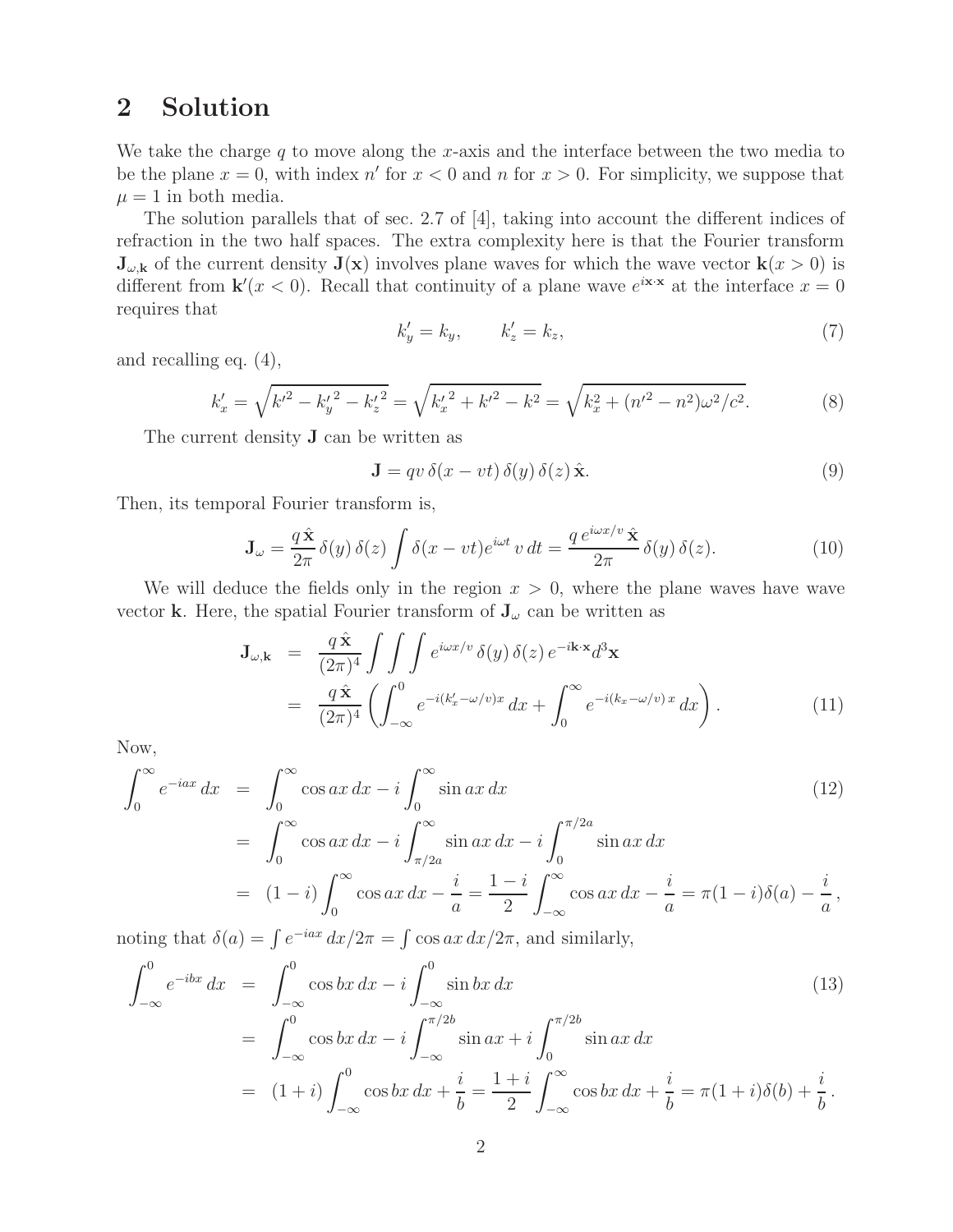## 2 Solution

We take the charge $q$ to move along the $x$-axis and the interface between the two media to be the plane $x = 0$, with index $n'$ for $x < 0$ and $n$ for $x > 0$. For simplicity, we suppose that $\mu = 1$ in both media.

The solution parallels that of sec. 2.7 of [4], taking into account the different indices of refraction in the two half spaces. The extra complexity here is that the Fourier transform $\mathbf{J}_{\omega,\mathbf{k}}$ of the current density $\mathbf{J}(\mathbf{x})$ involves plane waves for which the wave vector $\mathbf{k}(x > 0)$ is different from $\mathbf{k}'(x < 0)$. Recall that continuity of a plane wave $e^{i\mathbf{x}\cdot\mathbf{x}}$ at the interface $x = 0$ requires that

$$k_y' = k_y, \qquad k_z' = k_z, \tag{7}$$

and recalling eq. (4),

$$k_x' = \sqrt{k'^2 - {k_y'}^2 - {k_z'}^2} = \sqrt{{k_x'}^2 + k'^2 - k^2} = \sqrt{k_x^2 + (n'^2 - n^2)\omega^2/c^2}. \tag{8}$$

The current density $\mathbf{J}$ can be written as

$$\mathbf{J} = qv\, \delta(x - vt)\, \delta(y)\, \delta(z)\, \hat{\mathbf{x}}. \tag{9}$$

Then, its temporal Fourier transform is,

$$\mathbf{J}_\omega = \frac{q\,\hat{\mathbf{x}}}{2\pi}\, \delta(y)\, \delta(z) \int \delta(x - vt) e^{i\omega t}\, v\, dt = \frac{q\, e^{i\omega x/v}\, \hat{\mathbf{x}}}{2\pi}\, \delta(y)\, \delta(z). \tag{10}$$

We will deduce the fields only in the region $x > 0$, where the plane waves have wave vector $\mathbf{k}$. Here, the spatial Fourier transform of $\mathbf{J}_\omega$ can be written as

$$\begin{aligned}
\mathbf{J}_{\omega,\mathbf{k}} &= \frac{q\,\hat{\mathbf{x}}}{(2\pi)^4} \int\int\int e^{i\omega x/v}\, \delta(y)\, \delta(z)\, e^{-i\mathbf{k}\cdot\mathbf{x}} d^3\mathbf{x} \\
&= \frac{q\,\hat{\mathbf{x}}}{(2\pi)^4} \left( \int_{-\infty}^0 e^{-i(k_x' - \omega/v)x}\, dx + \int_0^\infty e^{-i(k_x - \omega/v)\,x}\, dx \right).
\end{aligned} \tag{11}$$

Now,

$$\begin{aligned}
\int_0^\infty e^{-iax}\, dx &= \int_0^\infty \cos ax\, dx - i \int_0^\infty \sin ax\, dx \\
&= \int_0^\infty \cos ax\, dx - i \int_{\pi/2a}^\infty \sin ax\, dx - i \int_0^{\pi/2a} \sin ax\, dx \\
&= (1 - i) \int_0^\infty \cos ax\, dx - \frac{i}{a} = \frac{1 - i}{2} \int_{-\infty}^\infty \cos ax\, dx - \frac{i}{a} = \pi(1 - i)\delta(a) - \frac{i}{a}\,,
\end{aligned} \tag{12}$$

noting that $\delta(a) = \int e^{-iax}\, dx/2\pi = \int \cos ax\, dx/2\pi$, and similarly,

$$\begin{aligned}
\int_{-\infty}^0 e^{-ibx}\, dx &= \int_{-\infty}^0 \cos bx\, dx - i \int_{-\infty}^0 \sin bx\, dx \\
&= \int_{-\infty}^0 \cos bx\, dx - i \int_{-\infty}^{\pi/2b} \sin ax + i \int_0^{\pi/2b} \sin ax\, dx \\
&= (1 + i) \int_{-\infty}^0 \cos bx\, dx + \frac{i}{b} = \frac{1 + i}{2} \int_{-\infty}^\infty \cos bx\, dx + \frac{i}{b} = \pi(1 + i)\delta(b) + \frac{i}{b}\,.
\end{aligned} \tag{13}$$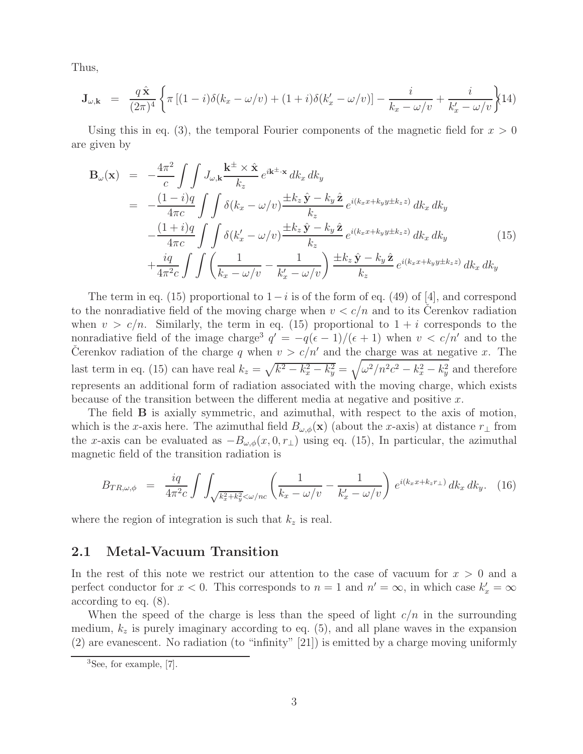Thus,

$$\mathbf{J}_{\omega,\mathbf{k}} = \frac{q\,\hat{\mathbf{x}}}{(2\pi)^4}\left\{\pi\left[(1-i)\delta(k_x-\omega/v)+(1+i)\delta(k'_x-\omega/v)\right]-\frac{i}{k_x-\omega/v}+\frac{i}{k'_x-\omega/v}\right\} \tag{14}$$

Using this in eq. (3), the temporal Fourier components of the magnetic field for $x > 0$ are given by

$$\begin{aligned}
\mathbf{B}_\omega(\mathbf{x}) &= -\frac{4\pi^2}{c}\int\int J_{\omega,\mathbf{k}}\frac{\mathbf{k}^\pm\times\hat{\mathbf{x}}}{k_z}\,e^{i\mathbf{k}^\pm\cdot\mathbf{x}}\,dk_x\,dk_y \\
&= -\frac{(1-i)q}{4\pi c}\int\int\delta(k_x-\omega/v)\frac{\pm k_z\,\hat{\mathbf{y}}-k_y\,\hat{\mathbf{z}}}{k_z}\,e^{i(k_xx+k_yy\pm k_zz)}\,dk_x\,dk_y \\
&\quad -\frac{(1+i)q}{4\pi c}\int\int\delta(k'_x-\omega/v)\frac{\pm k_z\,\hat{\mathbf{y}}-k_y\,\hat{\mathbf{z}}}{k_z}\,e^{i(k_xx+k_yy\pm k_zz)}\,dk_x\,dk_y \\
&\quad +\frac{iq}{4\pi^2 c}\int\int\left(\frac{1}{k_x-\omega/v}-\frac{1}{k'_x-\omega/v}\right)\frac{\pm k_z\,\hat{\mathbf{y}}-k_y\,\hat{\mathbf{z}}}{k_z}\,e^{i(k_xx+k_yy\pm k_zz)}\,dk_x\,dk_y
\end{aligned} \tag{15}$$

The term in eq. (15) proportional to $1-i$ is of the form of eq. (49) of [4], and correspond to the nonradiative field of the moving charge when $v < c/n$ and to its Čerenkov radiation when $v > c/n$. Similarly, the term in eq. (15) proportional to $1+i$ corresponds to the nonradiative field of the image charge[3] $q' = -q(\epsilon-1)/(\epsilon+1)$ when $v < c/n'$ and to the Čerenkov radiation of the charge $q$ when $v > c/n'$ and the charge was at negative $x$. The last term in eq. (15) can have real $k_z = \sqrt{k^2-k_x^2-k_y^2} = \sqrt{\omega^2/n^2c^2-k_x^2-k_y^2}$ and therefore represents an additional form of radiation associated with the moving charge, which exists because of the transition between the different media at negative and positive $x$.

The field $\mathbf{B}$ is axially symmetric, and azimuthal, with respect to the axis of motion, which is the $x$-axis here. The azimuthal field $B_{\omega,\phi}(\mathbf{x})$ (about the $x$-axis) at distance $r_\perp$ from the $x$-axis can be evaluated as $-B_{\omega,\phi}(x,0,r_\perp)$ using eq. (15), In particular, the azimuthal magnetic field of the transition radiation is

$$B_{TR,\omega,\phi} = \frac{iq}{4\pi^2 c}\int\int_{\sqrt{k_x^2+k_y^2}<\omega/nc}\left(\frac{1}{k_x-\omega/v}-\frac{1}{k'_x-\omega/v}\right)e^{i(k_xx+k_zr_\perp)}\,dk_x\,dk_y. \tag{16}$$

where the region of integration is such that $k_z$ is real.

## 2.1 Metal-Vacuum Transition

In the rest of this note we restrict our attention to the case of vacuum for $x > 0$ and a perfect conductor for $x < 0$. This corresponds to $n = 1$ and $n' = \infty$, in which case $k'_x = \infty$ according to eq. (8).

When the speed of the charge is less than the speed of light $c/n$ in the surrounding medium, $k_z$ is purely imaginary according to eq. (5), and all plane waves in the expansion (2) are evanescent. No radiation (to "infinity" [21]) is emitted by a charge moving uniformly

[3] See, for example, [7].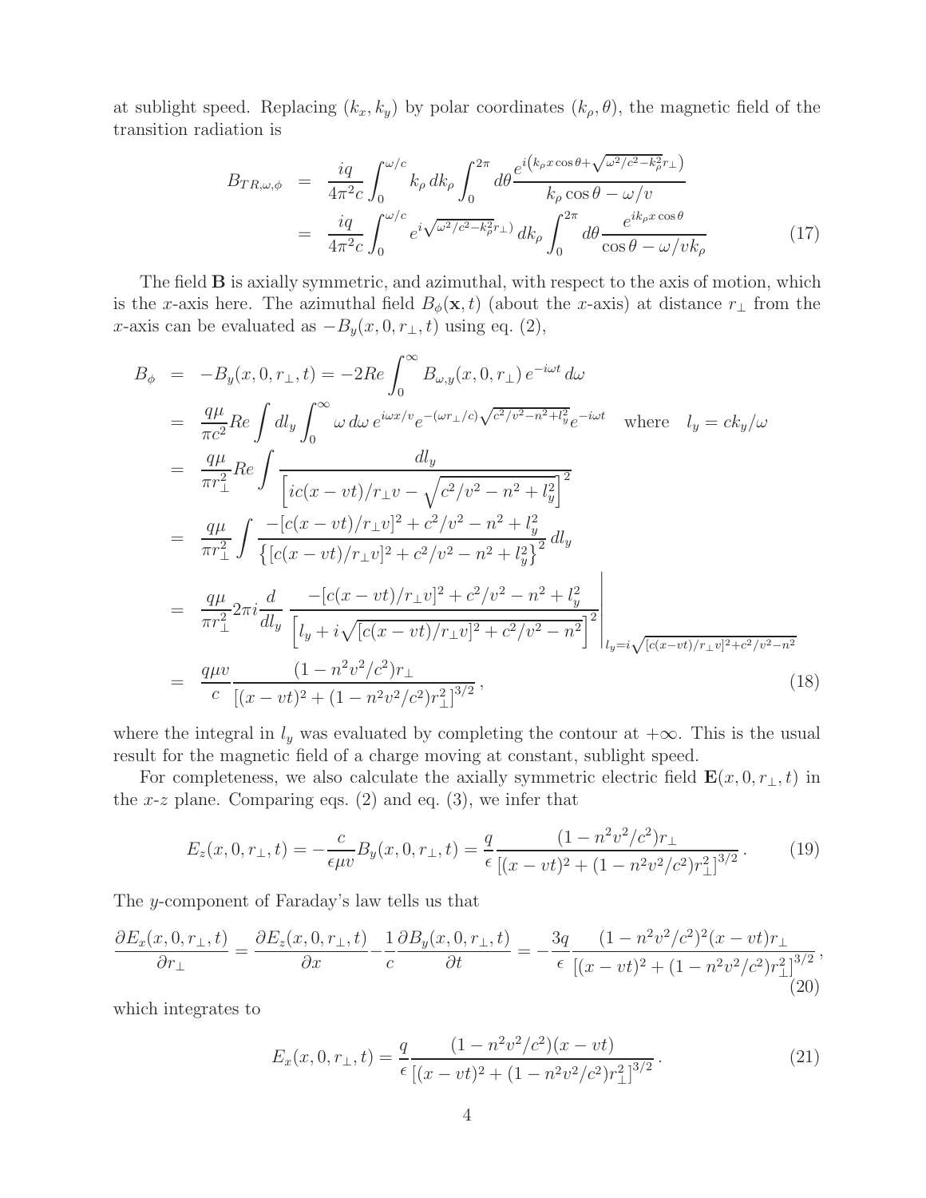at sublight speed. Replacing $(k_x, k_y)$ by polar coordinates $(k_\rho, \theta)$, the magnetic field of the transition radiation is

$$
\begin{aligned}
B_{TR,\omega,\phi} &= \frac{iq}{4\pi^2 c} \int_0^{\omega/c} k_\rho \, dk_\rho \int_0^{2\pi} d\theta \frac{e^{i\left(k_\rho x \cos\theta + \sqrt{\omega^2/c^2 - k_\rho^2} r_\perp\right)}}{k_\rho \cos\theta - \omega/v} \\
&= \frac{iq}{4\pi^2 c} \int_0^{\omega/c} e^{i\sqrt{\omega^2/c^2 - k_\rho^2} r_\perp)} \, dk_\rho \int_0^{2\pi} d\theta \frac{e^{ik_\rho x \cos\theta}}{\cos\theta - \omega/v k_\rho} \qquad (17)
\end{aligned}
$$

The field $\mathbf{B}$ is axially symmetric, and azimuthal, with respect to the axis of motion, which is the $x$-axis here. The azimuthal field $B_\phi(\mathbf{x}, t)$ (about the $x$-axis) at distance $r_\perp$ from the $x$-axis can be evaluated as $-B_y(x, 0, r_\perp, t)$ using eq. (2),

$$
\begin{aligned}
B_\phi &= -B_y(x, 0, r_\perp, t) = -2Re \int_0^\infty B_{\omega,y}(x, 0, r_\perp) \, e^{-i\omega t} \, d\omega \\
&= \frac{q\mu}{\pi c^2} Re \int dl_y \int_0^\infty \omega \, d\omega \, e^{i\omega x/v} e^{-(\omega r_\perp/c)\sqrt{c^2/v^2 - n^2 + l_y^2}} e^{-i\omega t} \quad \text{where} \quad l_y = ck_y/\omega \\
&= \frac{q\mu}{\pi r_\perp^2} Re \int \frac{dl_y}{\left[ic(x - vt)/r_\perp v - \sqrt{c^2/v^2 - n^2 + l_y^2}\right]^2} \\
&= \frac{q\mu}{\pi r_\perp^2} \int \frac{-[c(x - vt)/r_\perp v]^2 + c^2/v^2 - n^2 + l_y^2}{\left\{[c(x - vt)/r_\perp v]^2 + c^2/v^2 - n^2 + l_y^2\right\}^2} \, dl_y \\
&= \frac{q\mu}{\pi r_\perp^2} 2\pi i \frac{d}{dl_y} \left. \frac{-[c(x - vt)/r_\perp v]^2 + c^2/v^2 - n^2 + l_y^2}{\left[l_y + i\sqrt{[c(x - vt)/r_\perp v]^2 + c^2/v^2 - n^2}\right]^2} \right|_{l_y = i\sqrt{[c(x-vt)/r_\perp v]^2 + c^2/v^2 - n^2}} \\
&= \frac{q\mu v}{c} \frac{(1 - n^2 v^2/c^2) r_\perp}{\left[(x - vt)^2 + (1 - n^2 v^2/c^2) r_\perp^2\right]^{3/2}}, \qquad (18)
\end{aligned}
$$

where the integral in $l_y$ was evaluated by completing the contour at $+\infty$. This is the usual result for the magnetic field of a charge moving at constant, sublight speed.

For completeness, we also calculate the axially symmetric electric field $\mathbf{E}(x, 0, r_\perp, t)$ in the $x$-$z$ plane. Comparing eqs. (2) and eq. (3), we infer that

$$
E_z(x, 0, r_\perp, t) = -\frac{c}{\epsilon\mu v} B_y(x, 0, r_\perp, t) = \frac{q}{\epsilon} \frac{(1 - n^2 v^2/c^2) r_\perp}{\left[(x - vt)^2 + (1 - n^2 v^2/c^2) r_\perp^2\right]^{3/2}}. \qquad (19)
$$

The $y$-component of Faraday's law tells us that

$$
\frac{\partial E_x(x, 0, r_\perp, t)}{\partial r_\perp} = \frac{\partial E_z(x, 0, r_\perp, t)}{\partial x} - \frac{1}{c} \frac{\partial B_y(x, 0, r_\perp, t)}{\partial t} = -\frac{3q}{\epsilon} \frac{(1 - n^2 v^2/c^2)^2 (x - vt) r_\perp}{\left[(x - vt)^2 + (1 - n^2 v^2/c^2) r_\perp^2\right]^{3/2}}, \qquad (20)
$$

which integrates to

$$
E_x(x, 0, r_\perp, t) = \frac{q}{\epsilon} \frac{(1 - n^2 v^2/c^2)(x - vt)}{\left[(x - vt)^2 + (1 - n^2 v^2/c^2) r_\perp^2\right]^{3/2}}. \qquad (21)
$$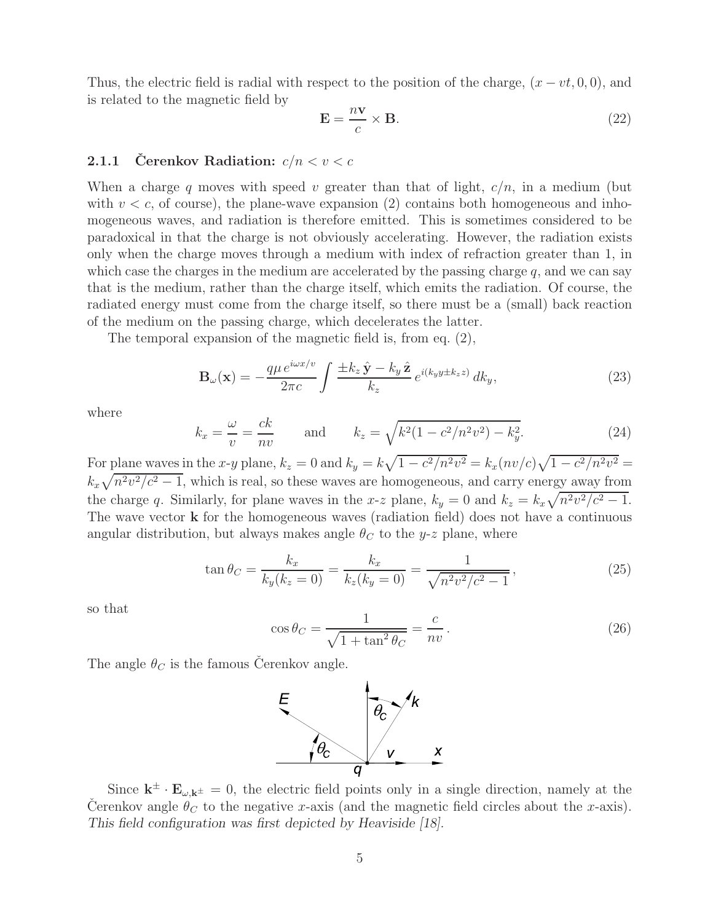Thus, the electric field is radial with respect to the position of the charge, $(x - vt, 0, 0)$, and is related to the magnetic field by

$$\mathbf{E} = \frac{n\mathbf{v}}{c} \times \mathbf{B}. \tag{22}$$

### 2.1.1 Čerenkov Radiation: $c/n < v < c$

When a charge $q$ moves with speed $v$ greater than that of light, $c/n$, in a medium (but with $v < c$, of course), the plane-wave expansion (2) contains both homogeneous and inhomogeneous waves, and radiation is therefore emitted. This is sometimes considered to be paradoxical in that the charge is not obviously accelerating. However, the radiation exists only when the charge moves through a medium with index of refraction greater than 1, in which case the charges in the medium are accelerated by the passing charge $q$, and we can say that is the medium, rather than the charge itself, which emits the radiation. Of course, the radiated energy must come from the charge itself, so there must be a (small) back reaction of the medium on the passing charge, which decelerates the latter.

The temporal expansion of the magnetic field is, from eq. (2),

$$\mathbf{B}_\omega(\mathbf{x}) = -\frac{q\mu\, e^{i\omega x/v}}{2\pi c} \int \frac{\pm k_z\,\hat{\mathbf{y}} - k_y\,\hat{\mathbf{z}}}{k_z}\, e^{i(k_y y \pm k_z z)}\, dk_y, \tag{23}$$

where

$$k_x = \frac{\omega}{v} = \frac{ck}{nv} \qquad \text{and} \qquad k_z = \sqrt{k^2(1 - c^2/n^2v^2) - k_y^2}. \tag{24}$$

For plane waves in the $x$-$y$ plane, $k_z = 0$ and $k_y = k\sqrt{1 - c^2/n^2v^2} = k_x(nv/c)\sqrt{1 - c^2/n^2v^2} = k_x\sqrt{n^2v^2/c^2 - 1}$, which is real, so these waves are homogeneous, and carry energy away from the charge $q$. Similarly, for plane waves in the $x$-$z$ plane, $k_y = 0$ and $k_z = k_x\sqrt{n^2v^2/c^2 - 1}$. The wave vector $\mathbf{k}$ for the homogeneous waves (radiation field) does not have a continuous angular distribution, but always makes angle $\theta_C$ to the $y$-$z$ plane, where

$$\tan\theta_C = \frac{k_x}{k_y(k_z = 0)} = \frac{k_x}{k_z(k_y = 0)} = \frac{1}{\sqrt{n^2v^2/c^2 - 1}}\,, \tag{25}$$

so that

$$\cos\theta_C = \frac{1}{\sqrt{1 + \tan^2\theta_C}} = \frac{c}{nv}\,. \tag{26}$$

The angle $\theta_C$ is the famous Čerenkov angle.

Since $\mathbf{k}^\pm \cdot \mathbf{E}_{\omega,\mathbf{k}^\pm} = 0$, the electric field points only in a single direction, namely at the Čerenkov angle $\theta_C$ to the negative $x$-axis (and the magnetic field circles about the $x$-axis). *This field configuration was first depicted by Heaviside [18].*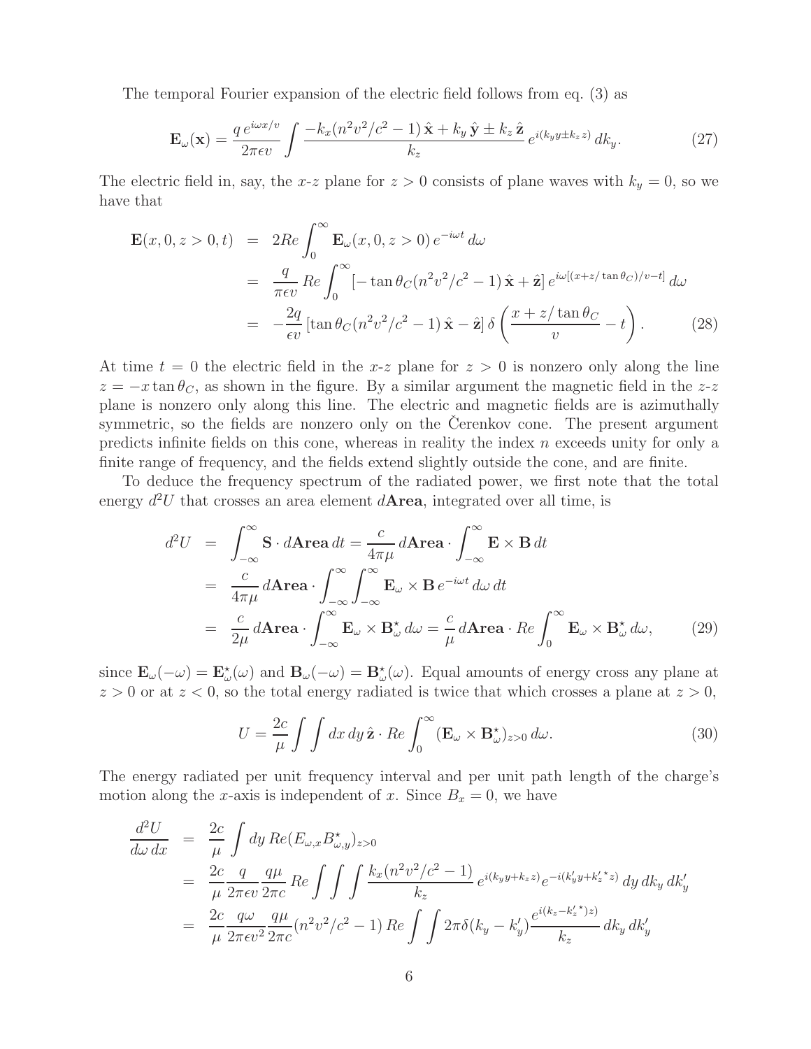The temporal Fourier expansion of the electric field follows from eq. (3) as

$$
\mathbf{E}_\omega(\mathbf{x}) = \frac{q\, e^{i\omega x/v}}{2\pi\epsilon v} \int \frac{-k_x(n^2v^2/c^2 - 1)\,\hat{\mathbf{x}} + k_y\,\hat{\mathbf{y}} \pm k_z\,\hat{\mathbf{z}}}{k_z}\, e^{i(k_y y \pm k_z z)}\, dk_y. \tag{27}
$$

The electric field in, say, the $x$-$z$ plane for $z > 0$ consists of plane waves with $k_y = 0$, so we have that

$$
\begin{aligned}
\mathbf{E}(x, 0, z > 0, t) &= 2Re \int_0^\infty \mathbf{E}_\omega(x, 0, z > 0)\, e^{-i\omega t}\, d\omega \\
&= \frac{q}{\pi\epsilon v}\, Re \int_0^\infty [-\tan\theta_C (n^2v^2/c^2 - 1)\,\hat{\mathbf{x}} + \hat{\mathbf{z}}]\, e^{i\omega[(x + z/\tan\theta_C)/v - t]}\, d\omega \\
&= -\frac{2q}{\epsilon v}\, [\tan\theta_C (n^2v^2/c^2 - 1)\,\hat{\mathbf{x}} - \hat{\mathbf{z}}]\, \delta\left(\frac{x + z/\tan\theta_C}{v} - t\right).
\end{aligned} \tag{28}
$$

At time $t = 0$ the electric field in the $x$-$z$ plane for $z > 0$ is nonzero only along the line $z = -x\tan\theta_C$, as shown in the figure. By a similar argument the magnetic field in the $z$-$z$ plane is nonzero only along this line. The electric and magnetic fields are is azimuthally symmetric, so the fields are nonzero only on the Čerenkov cone. The present argument predicts infinite fields on this cone, whereas in reality the index $n$ exceeds unity for only a finite range of frequency, and the fields extend slightly outside the cone, and are finite.

To deduce the frequency spectrum of the radiated power, we first note that the total energy $d^2U$ that crosses an area element $d\mathbf{Area}$, integrated over all time, is

$$
\begin{aligned}
d^2U &= \int_{-\infty}^{\infty} \mathbf{S}\cdot d\mathbf{Area}\, dt = \frac{c}{4\pi\mu}\, d\mathbf{Area}\cdot \int_{-\infty}^{\infty} \mathbf{E}\times\mathbf{B}\, dt \\
&= \frac{c}{4\pi\mu}\, d\mathbf{Area}\cdot \int_{-\infty}^{\infty}\int_{-\infty}^{\infty} \mathbf{E}_\omega \times \mathbf{B}\, e^{-i\omega t}\, d\omega\, dt \\
&= \frac{c}{2\mu}\, d\mathbf{Area}\cdot \int_{-\infty}^{\infty} \mathbf{E}_\omega \times \mathbf{B}_\omega^\star\, d\omega = \frac{c}{\mu}\, d\mathbf{Area}\cdot Re\int_0^\infty \mathbf{E}_\omega \times \mathbf{B}_\omega^\star\, d\omega,
\end{aligned} \tag{29}
$$

since $\mathbf{E}_\omega(-\omega) = \mathbf{E}_\omega^\star(\omega)$ and $\mathbf{B}_\omega(-\omega) = \mathbf{B}_\omega^\star(\omega)$. Equal amounts of energy cross any plane at $z > 0$ or at $z < 0$, so the total energy radiated is twice that which crosses a plane at $z > 0$,

$$
U = \frac{2c}{\mu} \int\int dx\, dy\, \hat{\mathbf{z}}\cdot Re \int_0^\infty (\mathbf{E}_\omega \times \mathbf{B}_\omega^\star)_{z>0}\, d\omega. \tag{30}
$$

The energy radiated per unit frequency interval and per unit path length of the charge's motion along the $x$-axis is independent of $x$. Since $B_x = 0$, we have

$$
\begin{aligned}
\frac{d^2U}{d\omega\, dx} &= \frac{2c}{\mu} \int dy\, Re(E_{\omega,x} B_{\omega,y}^\star)_{z>0} \\
&= \frac{2c}{\mu}\frac{q}{2\pi\epsilon v}\frac{q\mu}{2\pi c}\, Re \int\int\int \frac{k_x(n^2v^2/c^2 - 1)}{k_z}\, e^{i(k_y y + k_z z)} e^{-i(k'_y y + k'^\star_z z)}\, dy\, dk_y\, dk'_y \\
&= \frac{2c}{\mu}\frac{q\omega}{2\pi\epsilon v^2}\frac{q\mu}{2\pi c}(n^2v^2/c^2 - 1)\, Re \int\int 2\pi\delta(k_y - k'_y)\frac{e^{i(k_z - k'^\star_z)z}}{k_z}\, dk_y\, dk'_y
\end{aligned}
$$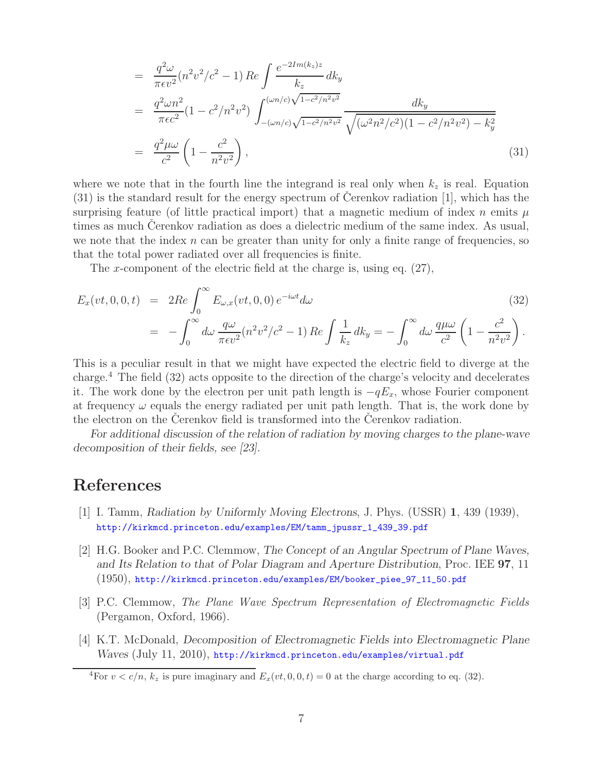$$
\begin{aligned}
&= \frac{q^2\omega}{\pi\epsilon v^2}(n^2v^2/c^2 - 1)\, Re \int \frac{e^{-2Im(k_z)z}}{k_z}\, dk_y \\
&= \frac{q^2\omega n^2}{\pi\epsilon c^2}(1 - c^2/n^2v^2) \int_{-(\omega n/c)\sqrt{1-c^2/n^2v^2}}^{(\omega n/c)\sqrt{1-c^2/n^2v^2}} \frac{dk_y}{\sqrt{(\omega^2 n^2/c^2)(1 - c^2/n^2v^2) - k_y^2}} \\
&= \frac{q^2\mu\omega}{c^2}\left(1 - \frac{c^2}{n^2v^2}\right), \qquad (31)
\end{aligned}
$$

where we note that in the fourth line the integrand is real only when $k_z$ is real. Equation (31) is the standard result for the energy spectrum of Čerenkov radiation [1], which has the surprising feature (of little practical import) that a magnetic medium of index $n$ emits $\mu$ times as much Čerenkov radiation as does a dielectric medium of the same index. As usual, we note that the index $n$ can be greater than unity for only a finite range of frequencies, so that the total power radiated over all frequencies is finite.

The $x$-component of the electric field at the charge is, using eq. (27),

$$
\begin{aligned}
E_x(vt, 0, 0, t) &= 2Re \int_0^\infty E_{\omega,x}(vt, 0, 0)\, e^{-i\omega t} d\omega \qquad (32) \\
&= -\int_0^\infty d\omega\, \frac{q\omega}{\pi\epsilon v^2}(n^2v^2/c^2 - 1)\, Re \int \frac{1}{k_z}\, dk_y = -\int_0^\infty d\omega\, \frac{q\mu\omega}{c^2}\left(1 - \frac{c^2}{n^2v^2}\right).
\end{aligned}
$$

This is a peculiar result in that we might have expected the electric field to diverge at the charge.[4] The field (32) acts opposite to the direction of the charge's velocity and decelerates it. The work done by the electron per unit path length is $-qE_x$, whose Fourier component at frequency $\omega$ equals the energy radiated per unit path length. That is, the work done by the electron on the Čerenkov field is transformed into the Čerenkov radiation.

*For additional discussion of the relation of radiation by moving charges to the plane-wave decomposition of their fields, see [23].*

# References

[1] I. Tamm, *Radiation by Uniformly Moving Electrons*, J. Phys. (USSR) **1**, 439 (1939), http://kirkmcd.princeton.edu/examples/EM/tamm_jpussr_1_439_39.pdf

[2] H.G. Booker and P.C. Clemmow, *The Concept of an Angular Spectrum of Plane Waves, and Its Relation to that of Polar Diagram and Aperture Distribution*, Proc. IEE **97**, 11 (1950), http://kirkmcd.princeton.edu/examples/EM/booker_piee_97_11_50.pdf

[3] P.C. Clemmow, *The Plane Wave Spectrum Representation of Electromagnetic Fields* (Pergamon, Oxford, 1966).

[4] K.T. McDonald, *Decomposition of Electromagnetic Fields into Electromagnetic Plane Waves* (July 11, 2010), http://kirkmcd.princeton.edu/examples/virtual.pdf

[4] For $v < c/n$, $k_z$ is pure imaginary and $E_x(vt, 0, 0, t) = 0$ at the charge according to eq. (32).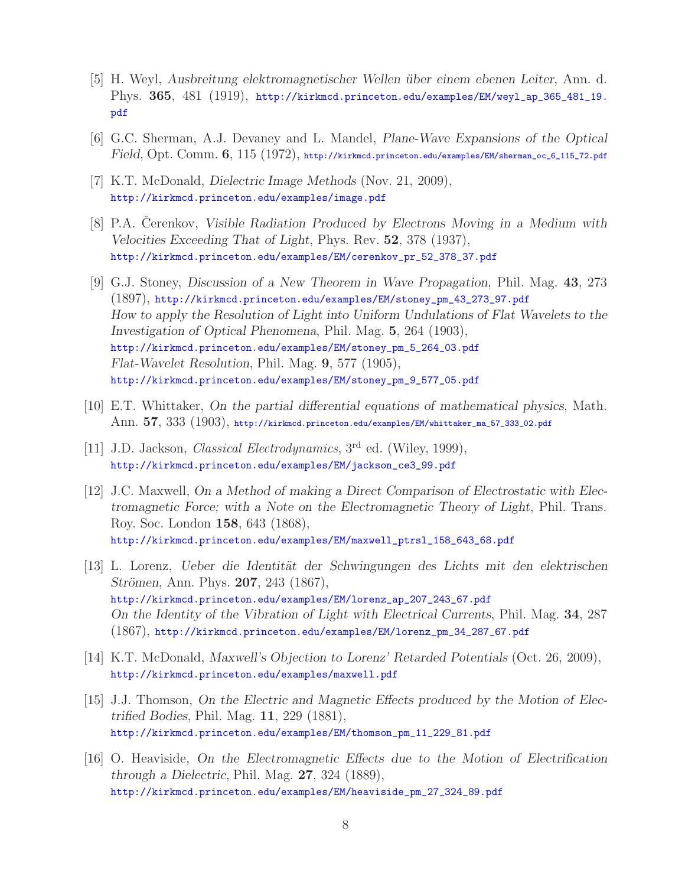[5] H. Weyl, *Ausbreitung elektromagnetischer Wellen über einem ebenen Leiter*, Ann. d. Phys. **365**, 481 (1919), http://kirkmcd.princeton.edu/examples/EM/weyl_ap_365_481_19.pdf

[6] G.C. Sherman, A.J. Devaney and L. Mandel, *Plane-Wave Expansions of the Optical Field*, Opt. Comm. **6**, 115 (1972), http://kirkmcd.princeton.edu/examples/EM/sherman_oc_6_115_72.pdf

[7] K.T. McDonald, *Dielectric Image Methods* (Nov. 21, 2009), http://kirkmcd.princeton.edu/examples/image.pdf

[8] P.A. Čerenkov, *Visible Radiation Produced by Electrons Moving in a Medium with Velocities Exceeding That of Light*, Phys. Rev. **52**, 378 (1937), http://kirkmcd.princeton.edu/examples/EM/cerenkov_pr_52_378_37.pdf

[9] G.J. Stoney, *Discussion of a New Theorem in Wave Propagation*, Phil. Mag. **43**, 273 (1897), http://kirkmcd.princeton.edu/examples/EM/stoney_pm_43_273_97.pdf
*How to apply the Resolution of Light into Uniform Undulations of Flat Wavelets to the Investigation of Optical Phenomena*, Phil. Mag. **5**, 264 (1903), http://kirkmcd.princeton.edu/examples/EM/stoney_pm_5_264_03.pdf
*Flat-Wavelet Resolution*, Phil. Mag. **9**, 577 (1905), http://kirkmcd.princeton.edu/examples/EM/stoney_pm_9_577_05.pdf

[10] E.T. Whittaker, *On the partial differential equations of mathematical physics*, Math. Ann. **57**, 333 (1903), http://kirkmcd.princeton.edu/examples/EM/whittaker_ma_57_333_02.pdf

[11] J.D. Jackson, *Classical Electrodynamics*, 3rd ed. (Wiley, 1999), http://kirkmcd.princeton.edu/examples/EM/jackson_ce3_99.pdf

[12] J.C. Maxwell, *On a Method of making a Direct Comparison of Electrostatic with Electromagnetic Force; with a Note on the Electromagnetic Theory of Light*, Phil. Trans. Roy. Soc. London **158**, 643 (1868), http://kirkmcd.princeton.edu/examples/EM/maxwell_ptrsl_158_643_68.pdf

[13] L. Lorenz, *Ueber die Identität der Schwingungen des Lichts mit den elektrischen Strömen*, Ann. Phys. **207**, 243 (1867), http://kirkmcd.princeton.edu/examples/EM/lorenz_ap_207_243_67.pdf
*On the Identity of the Vibration of Light with Electrical Currents*, Phil. Mag. **34**, 287 (1867), http://kirkmcd.princeton.edu/examples/EM/lorenz_pm_34_287_67.pdf

[14] K.T. McDonald, *Maxwell's Objection to Lorenz' Retarded Potentials* (Oct. 26, 2009), http://kirkmcd.princeton.edu/examples/maxwell.pdf

[15] J.J. Thomson, *On the Electric and Magnetic Effects produced by the Motion of Electrified Bodies*, Phil. Mag. **11**, 229 (1881), http://kirkmcd.princeton.edu/examples/EM/thomson_pm_11_229_81.pdf

[16] O. Heaviside, *On the Electromagnetic Effects due to the Motion of Electrification through a Dielectric*, Phil. Mag. **27**, 324 (1889), http://kirkmcd.princeton.edu/examples/EM/heaviside_pm_27_324_89.pdf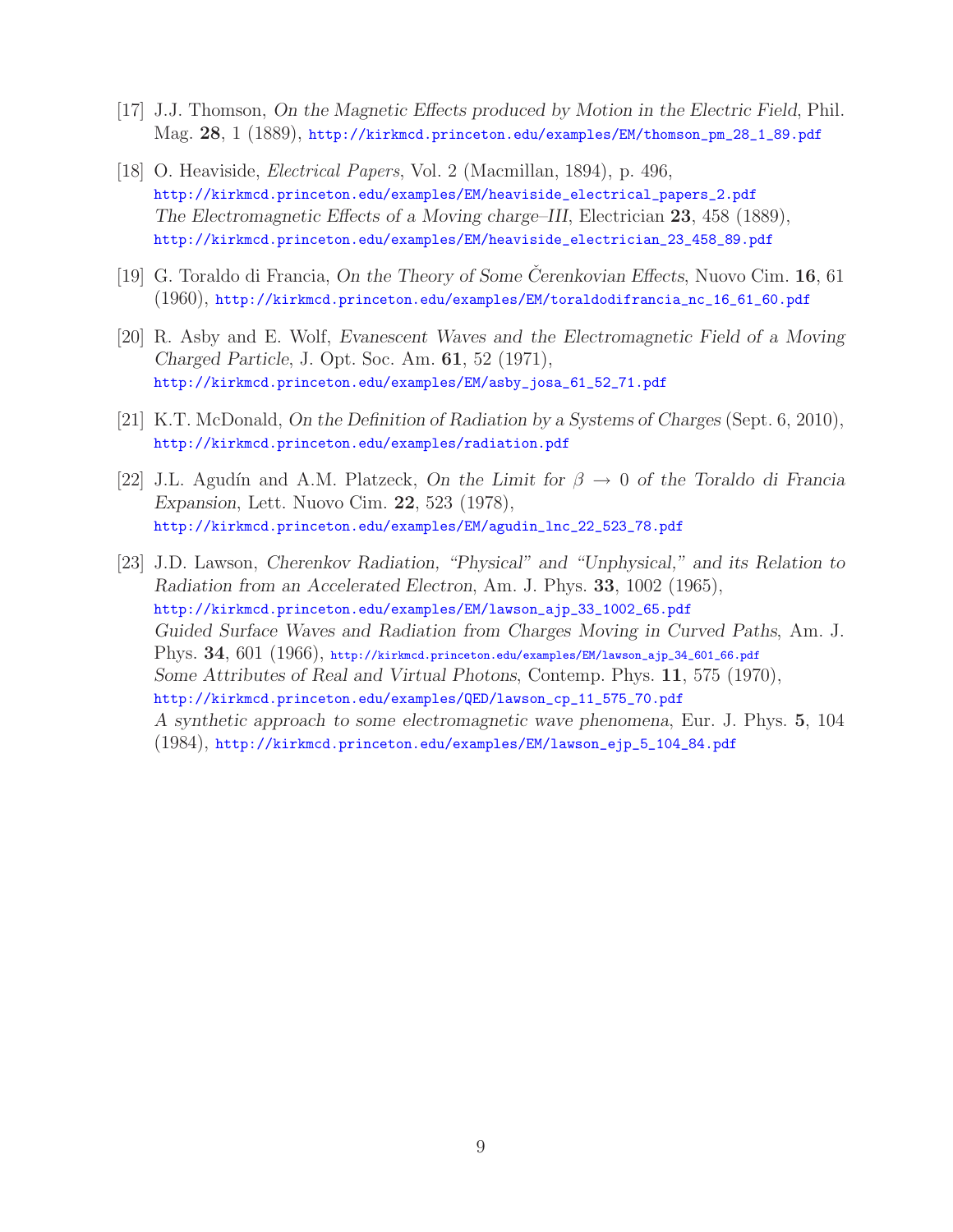[17] J.J. Thomson, *On the Magnetic Effects produced by Motion in the Electric Field*, Phil. Mag. **28**, 1 (1889), http://kirkmcd.princeton.edu/examples/EM/thomson_pm_28_1_89.pdf

[18] O. Heaviside, *Electrical Papers*, Vol. 2 (Macmillan, 1894), p. 496, http://kirkmcd.princeton.edu/examples/EM/heaviside_electrical_papers_2.pdf
*The Electromagnetic Effects of a Moving charge–III*, Electrician **23**, 458 (1889), http://kirkmcd.princeton.edu/examples/EM/heaviside_electrician_23_458_89.pdf

[19] G. Toraldo di Francia, *On the Theory of Some Čerenkovian Effects*, Nuovo Cim. **16**, 61 (1960), http://kirkmcd.princeton.edu/examples/EM/toraldodifrancia_nc_16_61_60.pdf

[20] R. Asby and E. Wolf, *Evanescent Waves and the Electromagnetic Field of a Moving Charged Particle*, J. Opt. Soc. Am. **61**, 52 (1971), http://kirkmcd.princeton.edu/examples/EM/asby_josa_61_52_71.pdf

[21] K.T. McDonald, *On the Definition of Radiation by a Systems of Charges* (Sept. 6, 2010), http://kirkmcd.princeton.edu/examples/radiation.pdf

[22] J.L. Agudín and A.M. Platzeck, *On the Limit for $\beta \to 0$ of the Toraldo di Francia Expansion*, Lett. Nuovo Cim. **22**, 523 (1978), http://kirkmcd.princeton.edu/examples/EM/agudin_lnc_22_523_78.pdf

[23] J.D. Lawson, *Cherenkov Radiation, "Physical" and "Unphysical," and its Relation to Radiation from an Accelerated Electron*, Am. J. Phys. **33**, 1002 (1965), http://kirkmcd.princeton.edu/examples/EM/lawson_ajp_33_1002_65.pdf
*Guided Surface Waves and Radiation from Charges Moving in Curved Paths*, Am. J. Phys. **34**, 601 (1966), http://kirkmcd.princeton.edu/examples/EM/lawson_ajp_34_601_66.pdf
*Some Attributes of Real and Virtual Photons*, Contemp. Phys. **11**, 575 (1970), http://kirkmcd.princeton.edu/examples/QED/lawson_cp_11_575_70.pdf
*A synthetic approach to some electromagnetic wave phenomena*, Eur. J. Phys. **5**, 104 (1984), http://kirkmcd.princeton.edu/examples/EM/lawson_ejp_5_104_84.pdf